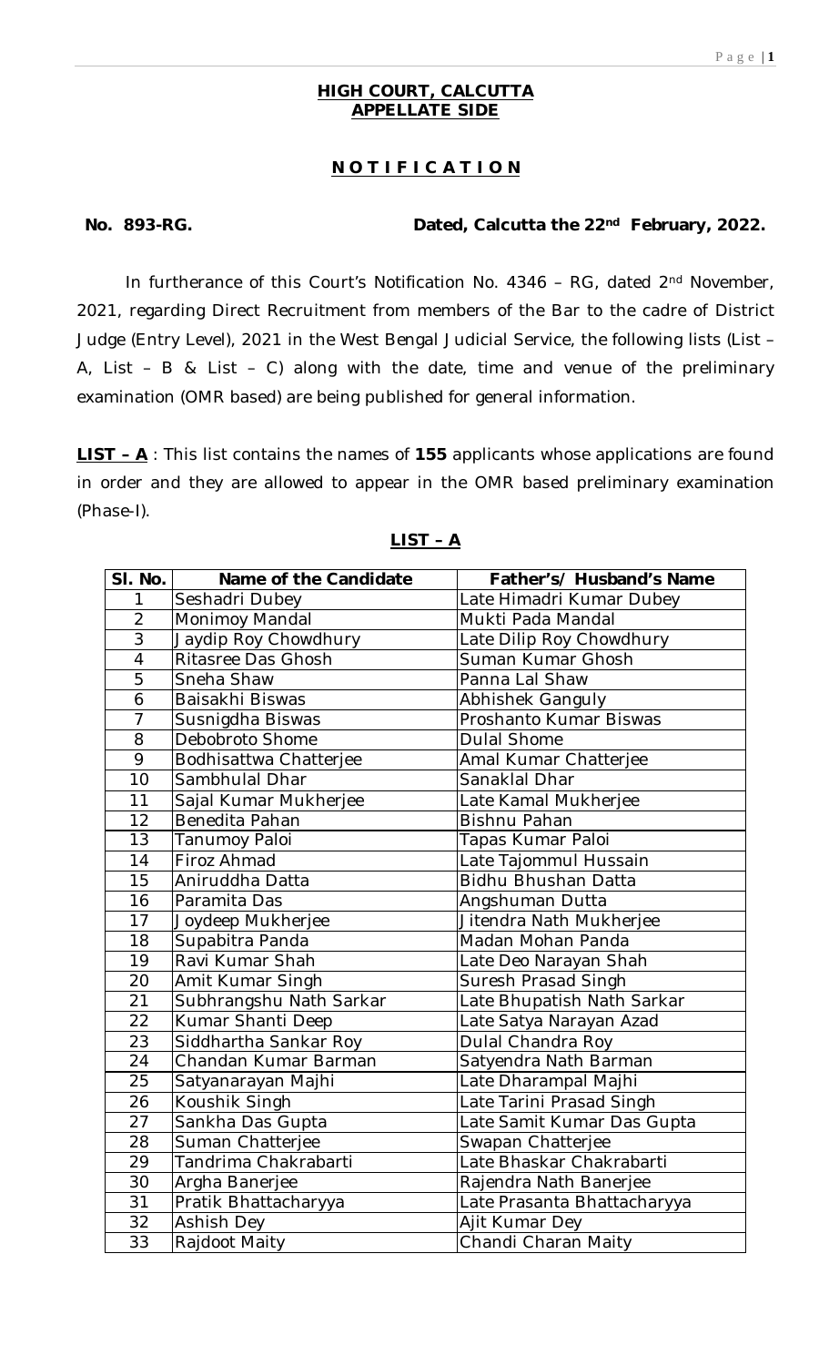**HIGH COURT, CALCUTTA**
**APPELLATE SIDE**

**N O T I F I C A T I O N**

**No. 893-RG. Dated, Calcutta the 22nd February, 2022.**

In furtherance of this Court's Notification No. 4346 – RG, dated 2nd November, 2021, regarding Direct Recruitment from members of the Bar to the cadre of District Judge (Entry Level), 2021 in the West Bengal Judicial Service, the following lists (List – A, List – B & List – C) along with the date, time and venue of the preliminary examination (OMR based) are being published for general information.

**LIST – A** : This list contains the names of **155** applicants whose applications are found in order and they are allowed to appear in the OMR based preliminary examination (Phase-I).

**LIST – A**

| Sl. No. | Name of the Candidate | Father's/ Husband's Name |
|---|---|---|
| 1 | Seshadri Dubey | Late Himadri Kumar Dubey |
| 2 | Monimoy Mandal | Mukti Pada Mandal |
| 3 | Jaydip Roy Chowdhury | Late Dilip Roy Chowdhury |
| 4 | Ritasree Das Ghosh | Suman Kumar Ghosh |
| 5 | Sneha Shaw | Panna Lal Shaw |
| 6 | Baisakhi Biswas | Abhishek Ganguly |
| 7 | Susnigdha Biswas | Proshanto Kumar Biswas |
| 8 | Debobroto Shome | Dulal Shome |
| 9 | Bodhisattwa Chatterjee | Amal Kumar Chatterjee |
| 10 | Sambhulal Dhar | Sanaklal Dhar |
| 11 | Sajal Kumar Mukherjee | Late Kamal Mukherjee |
| 12 | Benedita Pahan | Bishnu Pahan |
| 13 | Tanumoy Paloi | Tapas Kumar Paloi |
| 14 | Firoz Ahmad | Late Tajommul Hussain |
| 15 | Aniruddha Datta | Bidhu Bhushan Datta |
| 16 | Paramita Das | Angshuman Dutta |
| 17 | Joydeep Mukherjee | Jitendra Nath Mukherjee |
| 18 | Supabitra Panda | Madan Mohan Panda |
| 19 | Ravi Kumar Shah | Late Deo Narayan Shah |
| 20 | Amit Kumar Singh | Suresh Prasad Singh |
| 21 | Subhrangshu Nath Sarkar | Late Bhupatish Nath Sarkar |
| 22 | Kumar Shanti Deep | Late Satya Narayan Azad |
| 23 | Siddhartha Sankar Roy | Dulal Chandra Roy |
| 24 | Chandan Kumar Barman | Satyendra Nath Barman |
| 25 | Satyanarayan Majhi | Late Dharampal Majhi |
| 26 | Koushik Singh | Late Tarini Prasad Singh |
| 27 | Sankha Das Gupta | Late Samit Kumar Das Gupta |
| 28 | Suman Chatterjee | Swapan Chatterjee |
| 29 | Tandrima Chakrabarti | Late Bhaskar Chakrabarti |
| 30 | Argha Banerjee | Rajendra Nath Banerjee |
| 31 | Pratik Bhattacharyya | Late Prasanta Bhattacharyya |
| 32 | Ashish Dey | Ajit Kumar Dey |
| 33 | Rajdoot Maity | Chandi Charan Maity |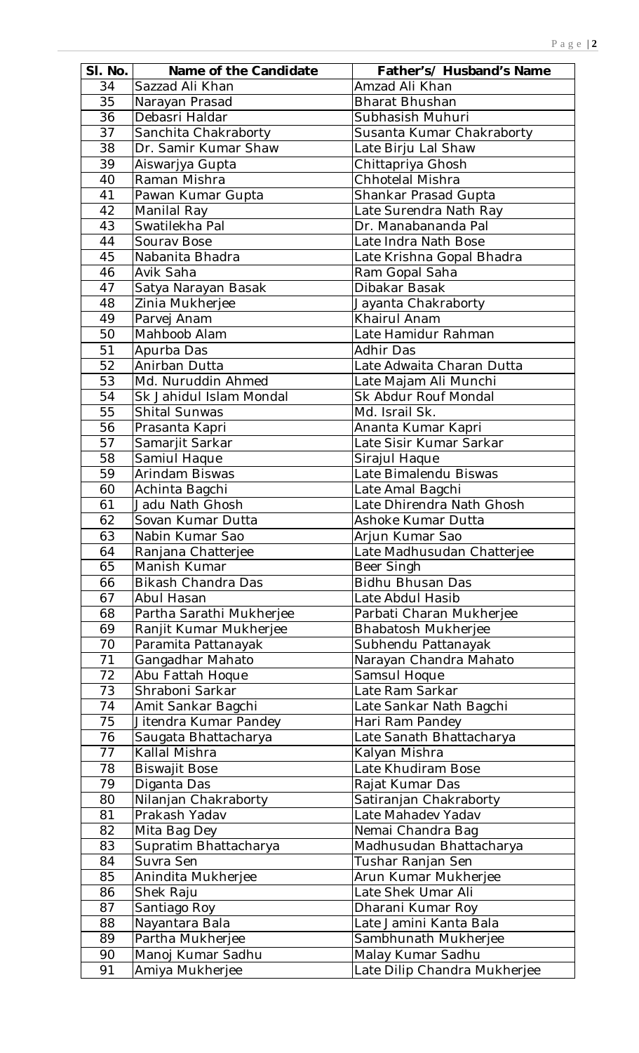| Sl. No. | Name of the Candidate | Father's/ Husband's Name |
|---|---|---|
| 34 | Sazzad Ali Khan | Amzad Ali Khan |
| 35 | Narayan Prasad | Bharat Bhushan |
| 36 | Debasri Haldar | Subhasish Muhuri |
| 37 | Sanchita Chakraborty | Susanta Kumar Chakraborty |
| 38 | Dr. Samir Kumar Shaw | Late Birju Lal Shaw |
| 39 | Aiswarjya Gupta | Chittapriya Ghosh |
| 40 | Raman Mishra | Chhotelal Mishra |
| 41 | Pawan Kumar Gupta | Shankar Prasad Gupta |
| 42 | Manilal Ray | Late Surendra Nath Ray |
| 43 | Swatilekha Pal | Dr. Manabananda Pal |
| 44 | Sourav Bose | Late Indra Nath Bose |
| 45 | Nabanita Bhadra | Late Krishna Gopal Bhadra |
| 46 | Avik Saha | Ram Gopal Saha |
| 47 | Satya Narayan Basak | Dibakar Basak |
| 48 | Zinia Mukherjee | Jayanta Chakraborty |
| 49 | Parvej Anam | Khairul Anam |
| 50 | Mahboob Alam | Late Hamidur Rahman |
| 51 | Apurba Das | Adhir Das |
| 52 | Anirban Dutta | Late Adwaita Charan Dutta |
| 53 | Md. Nuruddin Ahmed | Late Majam Ali Munchi |
| 54 | Sk Jahidul Islam Mondal | Sk Abdur Rouf Mondal |
| 55 | Shital Sunwas | Md. Israil Sk. |
| 56 | Prasanta Kapri | Ananta Kumar Kapri |
| 57 | Samarjit Sarkar | Late Sisir Kumar Sarkar |
| 58 | Samiul Haque | Sirajul Haque |
| 59 | Arindam Biswas | Late Bimalendu Biswas |
| 60 | Achinta Bagchi | Late Amal Bagchi |
| 61 | Jadu Nath Ghosh | Late Dhirendra Nath Ghosh |
| 62 | Sovan Kumar Dutta | Ashoke Kumar Dutta |
| 63 | Nabin Kumar Sao | Arjun Kumar Sao |
| 64 | Ranjana Chatterjee | Late Madhusudan Chatterjee |
| 65 | Manish Kumar | Beer Singh |
| 66 | Bikash Chandra Das | Bidhu Bhusan Das |
| 67 | Abul Hasan | Late Abdul Hasib |
| 68 | Partha Sarathi Mukherjee | Parbati Charan Mukherjee |
| 69 | Ranjit Kumar Mukherjee | Bhabatosh Mukherjee |
| 70 | Paramita Pattanayak | Subhendu Pattanayak |
| 71 | Gangadhar Mahato | Narayan Chandra Mahato |
| 72 | Abu Fattah Hoque | Samsul Hoque |
| 73 | Shraboni Sarkar | Late Ram Sarkar |
| 74 | Amit Sankar Bagchi | Late Sankar Nath Bagchi |
| 75 | Jitendra Kumar Pandey | Hari Ram Pandey |
| 76 | Saugata Bhattacharya | Late Sanath Bhattacharya |
| 77 | Kallal Mishra | Kalyan Mishra |
| 78 | Biswajit Bose | Late Khudiram Bose |
| 79 | Diganta Das | Rajat Kumar Das |
| 80 | Nilanjan Chakraborty | Satiranjan Chakraborty |
| 81 | Prakash Yadav | Late Mahadev Yadav |
| 82 | Mita Bag Dey | Nemai Chandra Bag |
| 83 | Supratim Bhattacharya | Madhusudan Bhattacharya |
| 84 | Suvra Sen | Tushar Ranjan Sen |
| 85 | Anindita Mukherjee | Arun Kumar Mukherjee |
| 86 | Shek Raju | Late Shek Umar Ali |
| 87 | Santiago Roy | Dharani Kumar Roy |
| 88 | Nayantara Bala | Late Jamini Kanta Bala |
| 89 | Partha Mukherjee | Sambhunath Mukherjee |
| 90 | Manoj Kumar Sadhu | Malay Kumar Sadhu |
| 91 | Amiya Mukherjee | Late Dilip Chandra Mukherjee |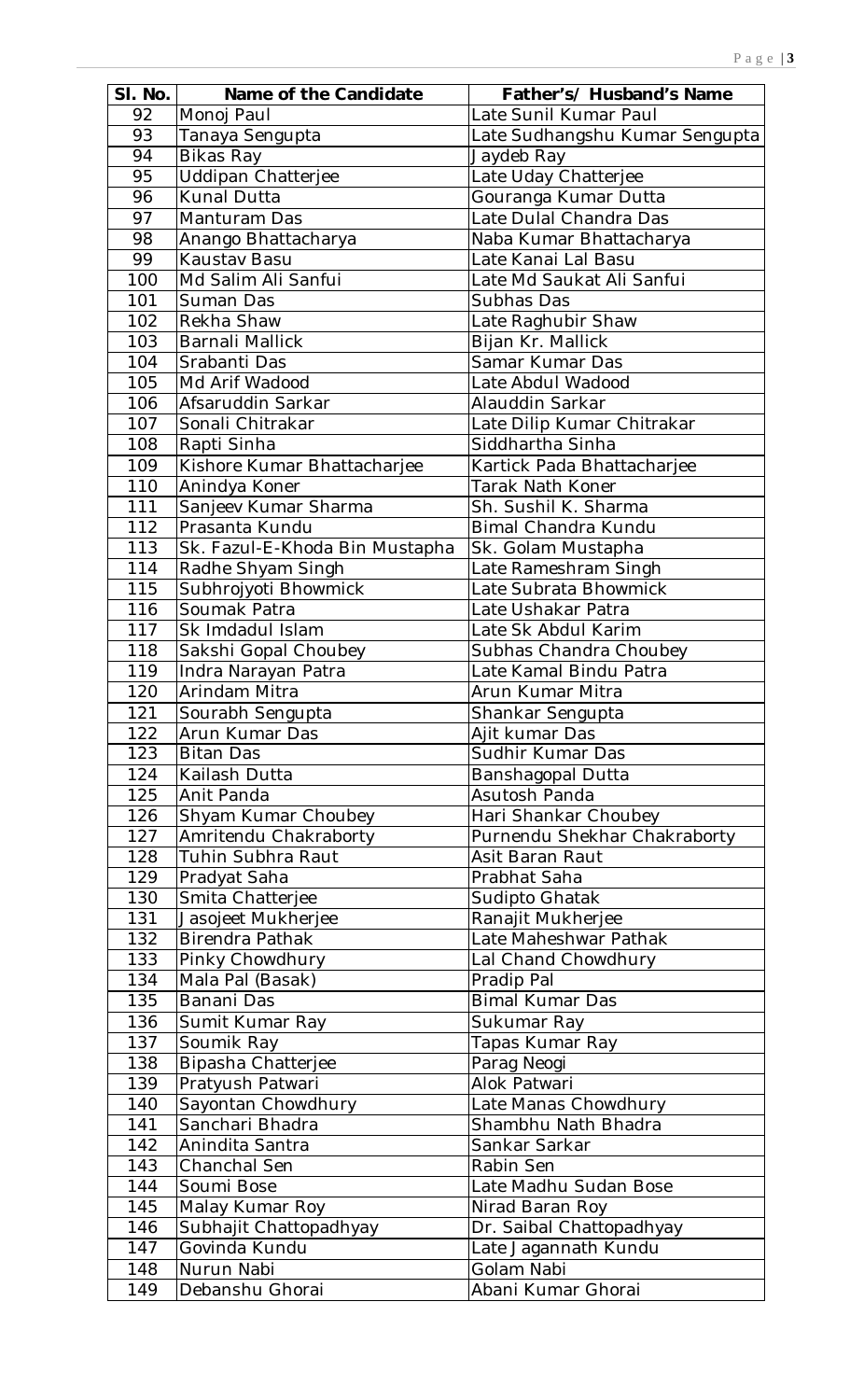| Sl. No. | Name of the Candidate | Father's/ Husband's Name |
|---|---|---|
| 92 | Monoj Paul | Late Sunil Kumar Paul |
| 93 | Tanaya Sengupta | Late Sudhangshu Kumar Sengupta |
| 94 | Bikas Ray | Jaydeb Ray |
| 95 | Uddipan Chatterjee | Late Uday Chatterjee |
| 96 | Kunal Dutta | Gouranga Kumar Dutta |
| 97 | Manturam Das | Late Dulal Chandra Das |
| 98 | Anango Bhattacharya | Naba Kumar Bhattacharya |
| 99 | Kaustav Basu | Late Kanai Lal Basu |
| 100 | Md Salim Ali Sanfui | Late Md Saukat Ali Sanfui |
| 101 | Suman Das | Subhas Das |
| 102 | Rekha Shaw | Late Raghubir Shaw |
| 103 | Barnali Mallick | Bijan Kr. Mallick |
| 104 | Srabanti Das | Samar Kumar Das |
| 105 | Md Arif Wadood | Late Abdul Wadood |
| 106 | Afsaruddin Sarkar | Alauddin Sarkar |
| 107 | Sonali Chitrakar | Late Dilip Kumar Chitrakar |
| 108 | Rapti Sinha | Siddhartha Sinha |
| 109 | Kishore Kumar Bhattacharjee | Kartick Pada Bhattacharjee |
| 110 | Anindya Koner | Tarak Nath Koner |
| 111 | Sanjeev Kumar Sharma | Sh. Sushil K. Sharma |
| 112 | Prasanta Kundu | Bimal Chandra Kundu |
| 113 | Sk. Fazul-E-Khoda Bin Mustapha | Sk. Golam Mustapha |
| 114 | Radhe Shyam Singh | Late Rameshram Singh |
| 115 | Subhrojyoti Bhowmick | Late Subrata Bhowmick |
| 116 | Soumak Patra | Late Ushakar Patra |
| 117 | Sk Imdadul Islam | Late Sk Abdul Karim |
| 118 | Sakshi Gopal Choubey | Subhas Chandra Choubey |
| 119 | Indra Narayan Patra | Late Kamal Bindu Patra |
| 120 | Arindam Mitra | Arun Kumar Mitra |
| 121 | Sourabh Sengupta | Shankar Sengupta |
| 122 | Arun Kumar Das | Ajit kumar Das |
| 123 | Bitan Das | Sudhir Kumar Das |
| 124 | Kailash Dutta | Banshagopal Dutta |
| 125 | Anit Panda | Asutosh Panda |
| 126 | Shyam Kumar Choubey | Hari Shankar Choubey |
| 127 | Amritendu Chakraborty | Purnendu Shekhar Chakraborty |
| 128 | Tuhin Subhra Raut | Asit Baran Raut |
| 129 | Pradyat Saha | Prabhat Saha |
| 130 | Smita Chatterjee | Sudipto Ghatak |
| 131 | Jasojeet Mukherjee | Ranajit Mukherjee |
| 132 | Birendra Pathak | Late Maheshwar Pathak |
| 133 | Pinky Chowdhury | Lal Chand Chowdhury |
| 134 | Mala Pal (Basak) | Pradip Pal |
| 135 | Banani Das | Bimal Kumar Das |
| 136 | Sumit Kumar Ray | Sukumar Ray |
| 137 | Soumik Ray | Tapas Kumar Ray |
| 138 | Bipasha Chatterjee | Parag Neogi |
| 139 | Pratyush Patwari | Alok Patwari |
| 140 | Sayontan Chowdhury | Late Manas Chowdhury |
| 141 | Sanchari Bhadra | Shambhu Nath Bhadra |
| 142 | Anindita Santra | Sankar Sarkar |
| 143 | Chanchal Sen | Rabin Sen |
| 144 | Soumi Bose | Late Madhu Sudan Bose |
| 145 | Malay Kumar Roy | Nirad Baran Roy |
| 146 | Subhajit Chattopadhyay | Dr. Saibal Chattopadhyay |
| 147 | Govinda Kundu | Late Jagannath Kundu |
| 148 | Nurun Nabi | Golam Nabi |
| 149 | Debanshu Ghorai | Abani Kumar Ghorai |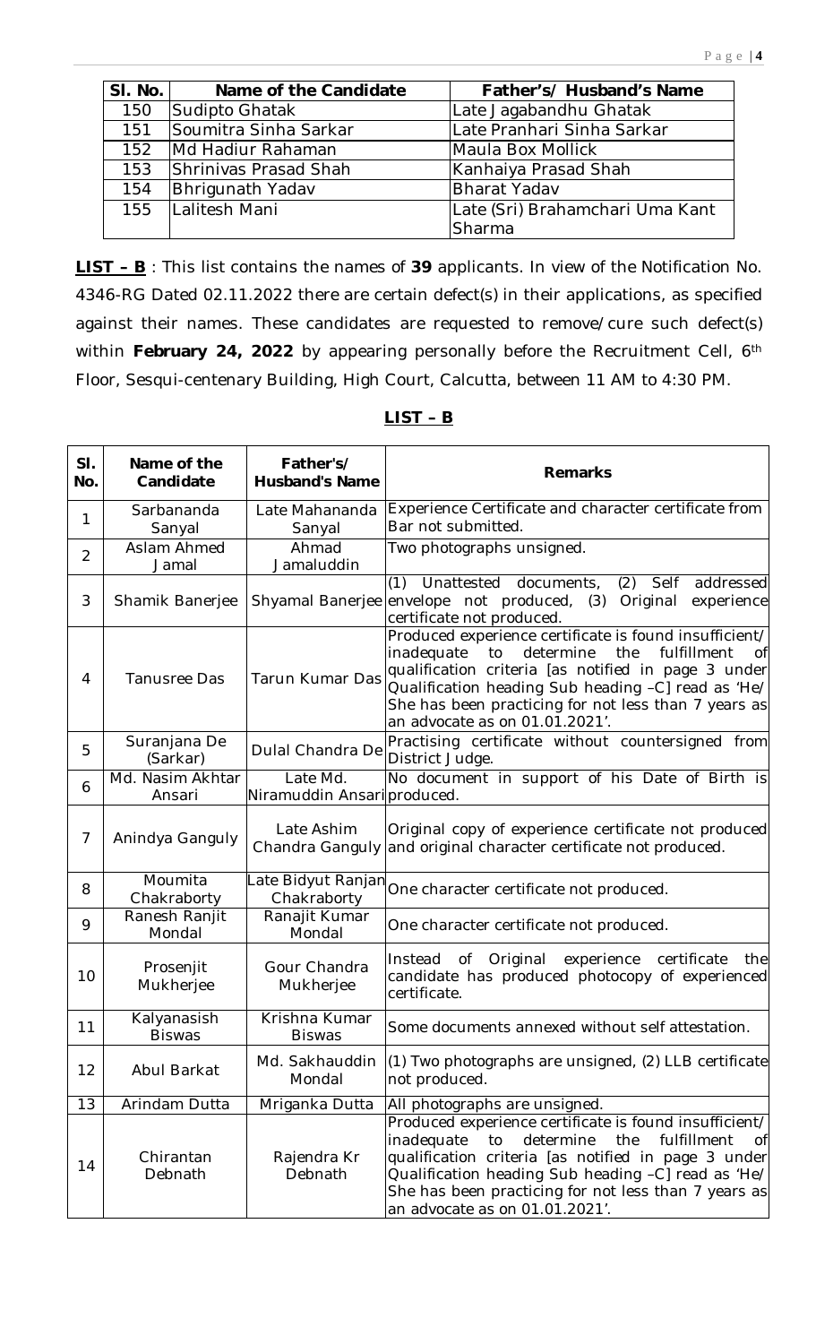| Sl. No. | Name of the Candidate | Father's/ Husband's Name |
|---|---|---|
| 150 | Sudipto Ghatak | Late Jagabandhu Ghatak |
| 151 | Soumitra Sinha Sarkar | Late Pranhari Sinha Sarkar |
| 152 | Md Hadiur Rahaman | Maula Box Mollick |
| 153 | Shrinivas Prasad Shah | Kanhaiya Prasad Shah |
| 154 | Bhrigunath Yadav | Bharat Yadav |
| 155 | Lalitesh Mani | Late (Sri) Brahamchari Uma Kant Sharma |

**<u>LIST – B</u>** : This list contains the names of **39** applicants. In view of the Notification No. 4346-RG Dated 02.11.2022 there are certain defect(s) in their applications, as specified against their names. These candidates are requested to remove/cure such defect(s) within **February 24, 2022** by appearing personally before the Recruitment Cell, 6th Floor, Sesqui-centenary Building, High Court, Calcutta, between 11 AM to 4:30 PM.

**<u>LIST – B</u>**

| Sl. No. | Name of the Candidate | Father's/ Husband's Name | Remarks |
|---|---|---|---|
| 1 | Sarbananda Sanyal | Late Mahananda Sanyal | Experience Certificate and character certificate from Bar not submitted. |
| 2 | Aslam Ahmed Jamal | Ahmad Jamaluddin | Two photographs unsigned. |
| 3 | Shamik Banerjee | Shyamal Banerjee | (1) Unattested documents, (2) Self addressed envelope not produced, (3) Original experience certificate not produced. |
| 4 | Tanusree Das | Tarun Kumar Das | Produced experience certificate is found insufficient/ inadequate to determine the fulfillment of qualification criteria [as notified in page 3 under Qualification heading Sub heading –C] read as 'He/ She has been practicing for not less than 7 years as an advocate as on 01.01.2021'. |
| 5 | Suranjana De (Sarkar) | Dulal Chandra De | Practising certificate without countersigned from District Judge. |
| 6 | Md. Nasim Akhtar Ansari | Late Md. Niramuddin Ansari | No document in support of his Date of Birth is produced. |
| 7 | Anindya Ganguly | Late Ashim Chandra Ganguly | Original copy of experience certificate not produced and original character certificate not produced. |
| 8 | Moumita Chakraborty | Late Bidyut Ranjan Chakraborty | One character certificate not produced. |
| 9 | Ranesh Ranjit Mondal | Ranajit Kumar Mondal | One character certificate not produced. |
| 10 | Prosenjit Mukherjee | Gour Chandra Mukherjee | Instead of Original experience certificate the candidate has produced photocopy of experienced certificate. |
| 11 | Kalyanasish Biswas | Krishna Kumar Biswas | Some documents annexed without self attestation. |
| 12 | Abul Barkat | Md. Sakhauddin Mondal | (1) Two photographs are unsigned, (2) LLB certificate not produced. |
| 13 | Arindam Dutta | Mriganka Dutta | All photographs are unsigned. |
| 14 | Chirantan Debnath | Rajendra Kr Debnath | Produced experience certificate is found insufficient/ inadequate to determine the fulfillment of qualification criteria [as notified in page 3 under Qualification heading Sub heading –C] read as 'He/ She has been practicing for not less than 7 years as an advocate as on 01.01.2021'. |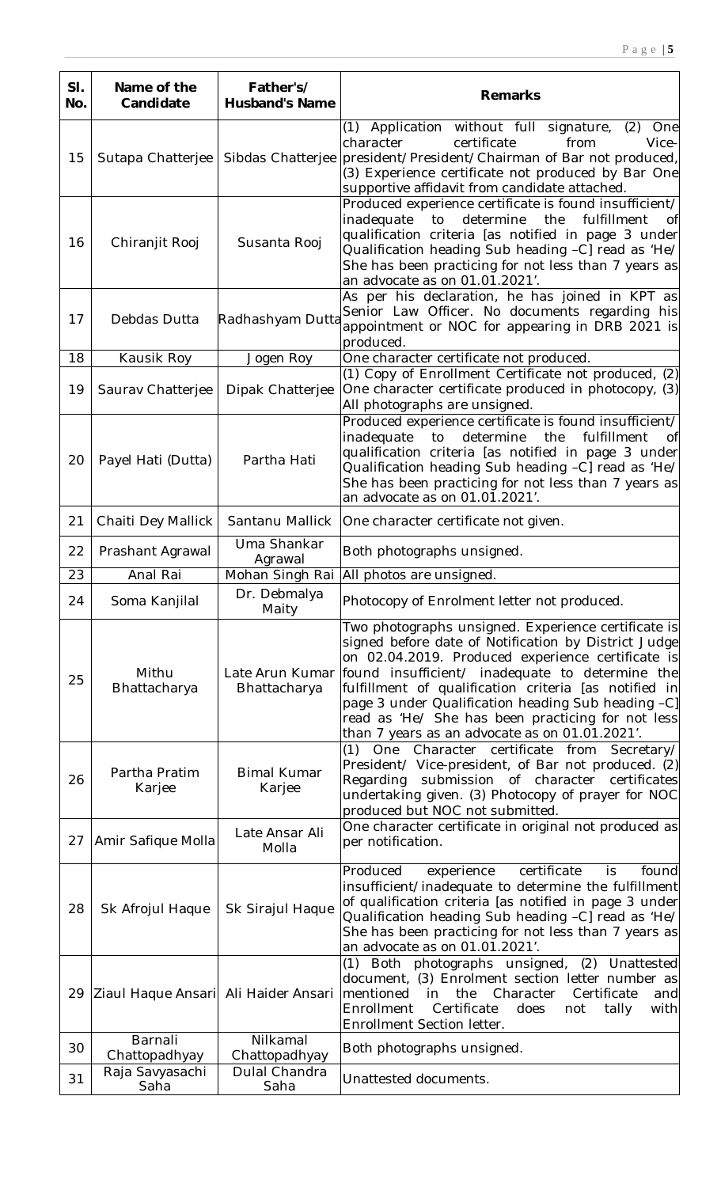| Sl. No. | Name of the Candidate | Father's/ Husband's Name | Remarks |
|---|---|---|---|
| 15 | Sutapa Chatterjee | Sibdas Chatterjee | (1) Application without full signature, (2) One character certificate from Vice-president/President/Chairman of Bar not produced, (3) Experience certificate not produced by Bar One supportive affidavit from candidate attached. |
| 16 | Chiranjit Rooj | Susanta Rooj | Produced experience certificate is found insufficient/ inadequate to determine the fulfillment of qualification criteria [as notified in page 3 under Qualification heading Sub heading –C] read as 'He/ She has been practicing for not less than 7 years as an advocate as on 01.01.2021'. |
| 17 | Debdas Dutta | Radhashyam Dutta | As per his declaration, he has joined in KPT as Senior Law Officer. No documents regarding his appointment or NOC for appearing in DRB 2021 is produced. |
| 18 | Kausik Roy | Jogen Roy | One character certificate not produced. |
| 19 | Saurav Chatterjee | Dipak Chatterjee | (1) Copy of Enrollment Certificate not produced, (2) One character certificate produced in photocopy, (3) All photographs are unsigned. |
| 20 | Payel Hati (Dutta) | Partha Hati | Produced experience certificate is found insufficient/ inadequate to determine the fulfillment of qualification criteria [as notified in page 3 under Qualification heading Sub heading –C] read as 'He/ She has been practicing for not less than 7 years as an advocate as on 01.01.2021'. |
| 21 | Chaiti Dey Mallick | Santanu Mallick | One character certificate not given. |
| 22 | Prashant Agrawal | Uma Shankar Agrawal | Both photographs unsigned. |
| 23 | Anal Rai | Mohan Singh Rai | All photos are unsigned. |
| 24 | Soma Kanjilal | Dr. Debmalya Maity | Photocopy of Enrolment letter not produced. |
| 25 | Mithu Bhattacharya | Late Arun Kumar Bhattacharya | Two photographs unsigned. Experience certificate is signed before date of Notification by District Judge on 02.04.2019. Produced experience certificate is found insufficient/ inadequate to determine the fulfillment of qualification criteria [as notified in page 3 under Qualification heading Sub heading –C] read as 'He/ She has been practicing for not less than 7 years as an advocate as on 01.01.2021'. |
| 26 | Partha Pratim Karjee | Bimal Kumar Karjee | (1) One Character certificate from Secretary/ President/ Vice-president, of Bar not produced. (2) Regarding submission of character certificates undertaking given. (3) Photocopy of prayer for NOC produced but NOC not submitted. |
| 27 | Amir Safique Molla | Late Ansar Ali Molla | One character certificate in original not produced as per notification. |
| 28 | Sk Afrojul Haque | Sk Sirajul Haque | Produced experience certificate is found insufficient/inadequate to determine the fulfillment of qualification criteria [as notified in page 3 under Qualification heading Sub heading –C] read as 'He/ She has been practicing for not less than 7 years as an advocate as on 01.01.2021'. |
| 29 | Ziaul Haque Ansari | Ali Haider Ansari | (1) Both photographs unsigned, (2) Unattested document, (3) Enrolment section letter number as mentioned in the Character Certificate and Enrollment Certificate does not tally with Enrollment Section letter. |
| 30 | Barnali Chattopadhyay | Nilkamal Chattopadhyay | Both photographs unsigned. |
| 31 | Raja Savyasachi Saha | Dulal Chandra Saha | Unattested documents. |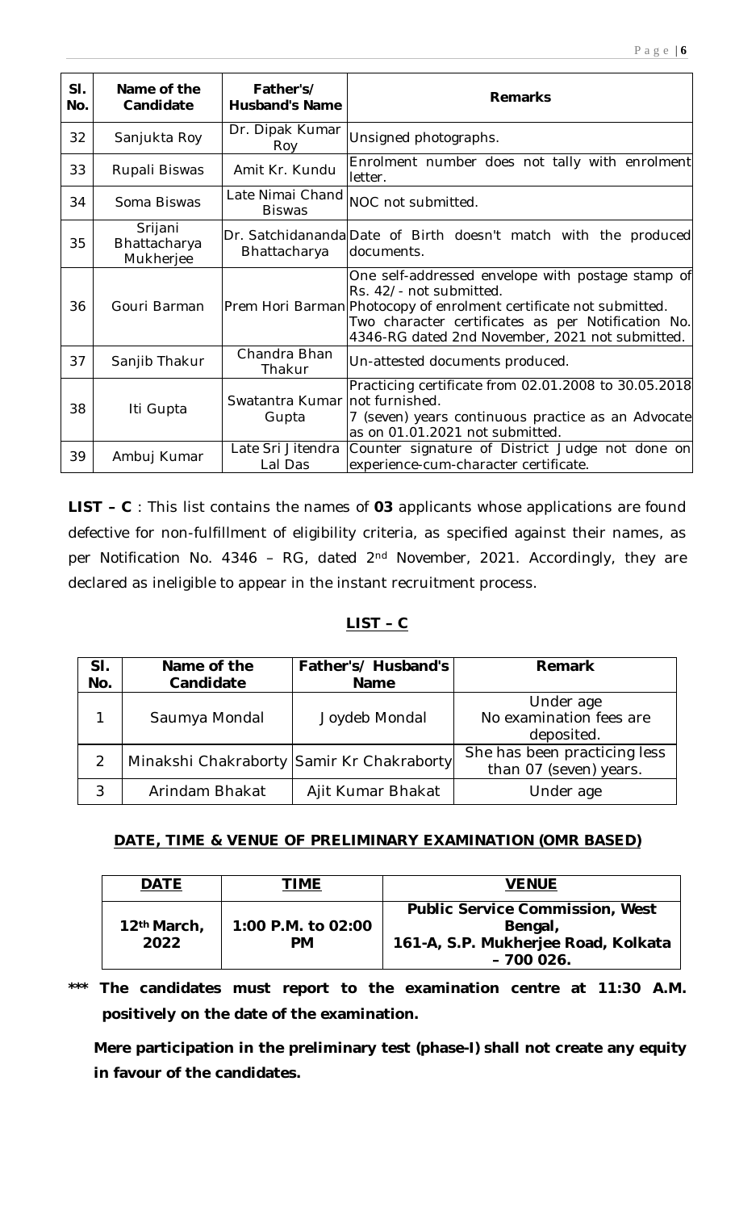| Sl. No. | Name of the Candidate | Father's/ Husband's Name | Remarks |
|---|---|---|---|
| 32 | Sanjukta Roy | Dr. Dipak Kumar Roy | Unsigned photographs. |
| 33 | Rupali Biswas | Amit Kr. Kundu | Enrolment number does not tally with enrolment letter. |
| 34 | Soma Biswas | Late Nimai Chand Biswas | NOC not submitted. |
| 35 | Srijani Bhattacharya Mukherjee | Dr. Satchidananda Bhattacharya | Date of Birth doesn't match with the produced documents. |
| 36 | Gouri Barman | Prem Hori Barman | One self-addressed envelope with postage stamp of Rs. 42/- not submitted.<br>Photocopy of enrolment certificate not submitted.<br>Two character certificates as per Notification No. 4346-RG dated 2nd November, 2021 not submitted. |
| 37 | Sanjib Thakur | Chandra Bhan Thakur | Un-attested documents produced. |
| 38 | Iti Gupta | Swatantra Kumar Gupta | Practicing certificate from 02.01.2008 to 30.05.2018 not furnished.<br>7 (seven) years continuous practice as an Advocate as on 01.01.2021 not submitted. |
| 39 | Ambuj Kumar | Late Sri Jitendra Lal Das | Counter signature of District Judge not done on experience-cum-character certificate. |

**LIST – C** : This list contains the names of **03** applicants whose applications are found defective for non-fulfillment of eligibility criteria, as specified against their names, as per Notification No. 4346 – RG, dated 2nd November, 2021. Accordingly, they are declared as ineligible to appear in the instant recruitment process.

## LIST – C

| Sl. No. | Name of the Candidate | Father's/ Husband's Name | Remark |
|---|---|---|---|
| 1 | Saumya Mondal | Joydeb Mondal | Under age<br>No examination fees are deposited. |
| 2 | Minakshi Chakraborty | Samir Kr Chakraborty | She has been practicing less than 07 (seven) years. |
| 3 | Arindam Bhakat | Ajit Kumar Bhakat | Under age |

## DATE, TIME & VENUE OF PRELIMINARY EXAMINATION (OMR BASED)

| DATE | TIME | VENUE |
|---|---|---|
| **12th March, 2022** | **1:00 P.M. to 02:00 PM** | **Public Service Commission, West Bengal,<br>161-A, S.P. Mukherjee Road, Kolkata – 700 026.** |

**\*\*\* The candidates must report to the examination centre at 11:30 A.M. positively on the date of the examination.**

**Mere participation in the preliminary test (phase-I) shall not create any equity in favour of the candidates.**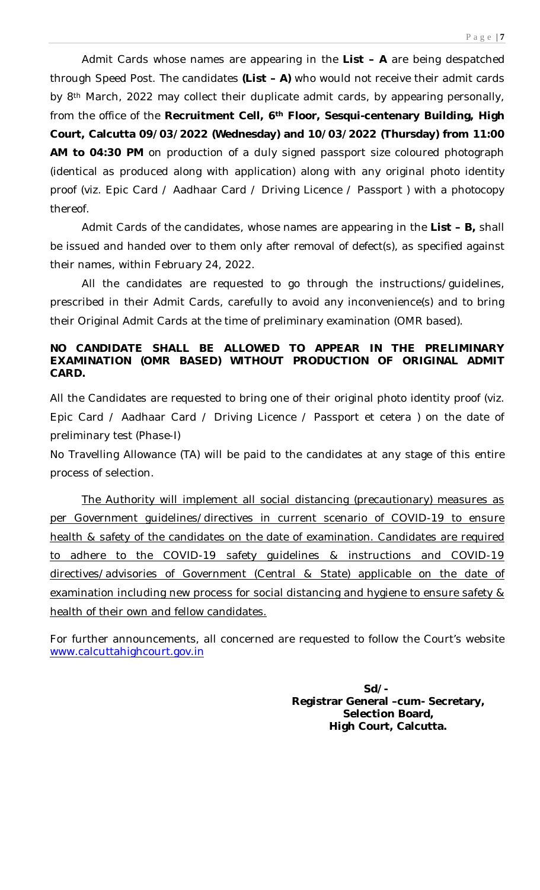Admit Cards whose names are appearing in the **List – A** are being despatched through Speed Post. The candidates **(List – A)** who would not receive their admit cards by 8th March, 2022 may collect their duplicate admit cards, by appearing personally, from the office of the **Recruitment Cell, 6th Floor, Sesqui-centenary Building, High Court, Calcutta 09/03/2022 (Wednesday) and 10/03/2022 (Thursday) from 11:00 AM to 04:30 PM** on production of a duly signed passport size coloured photograph (identical as produced along with application) along with any original photo identity proof (viz. Epic Card / Aadhaar Card / Driving Licence / Passport ) with a photocopy thereof.

Admit Cards of the candidates, whose names are appearing in the **List – B,** shall be issued and handed over to them only after removal of defect(s), as specified against their names, within February 24, 2022.

All the candidates are requested to go through the instructions/guidelines, prescribed in their Admit Cards, carefully to avoid any inconvenience(s) and to bring their Original Admit Cards at the time of preliminary examination (OMR based).

**NO CANDIDATE SHALL BE ALLOWED TO APPEAR IN THE PRELIMINARY EXAMINATION (OMR BASED) WITHOUT PRODUCTION OF ORIGINAL ADMIT CARD.**

All the Candidates are requested to bring one of their original photo identity proof (viz. Epic Card / Aadhaar Card / Driving Licence / Passport et cetera ) on the date of preliminary test (Phase-I)

No Travelling Allowance (TA) will be paid to the candidates at any stage of this entire process of selection.

<u>The Authority will implement all social distancing (precautionary) measures as per Government guidelines/directives in current scenario of COVID-19 to ensure health & safety of the candidates on the date of examination. Candidates are required to adhere to the COVID-19 safety guidelines & instructions and COVID-19 directives/advisories of Government (Central & State) applicable on the date of examination including new process for social distancing and hygiene to ensure safety & health of their own and fellow candidates.</u>

For further announcements, all concerned are requested to follow the Court's website www.calcuttahighcourt.gov.in

**Sd/-**
**Registrar General –cum- Secretary,**
**Selection Board,**
**High Court, Calcutta.**